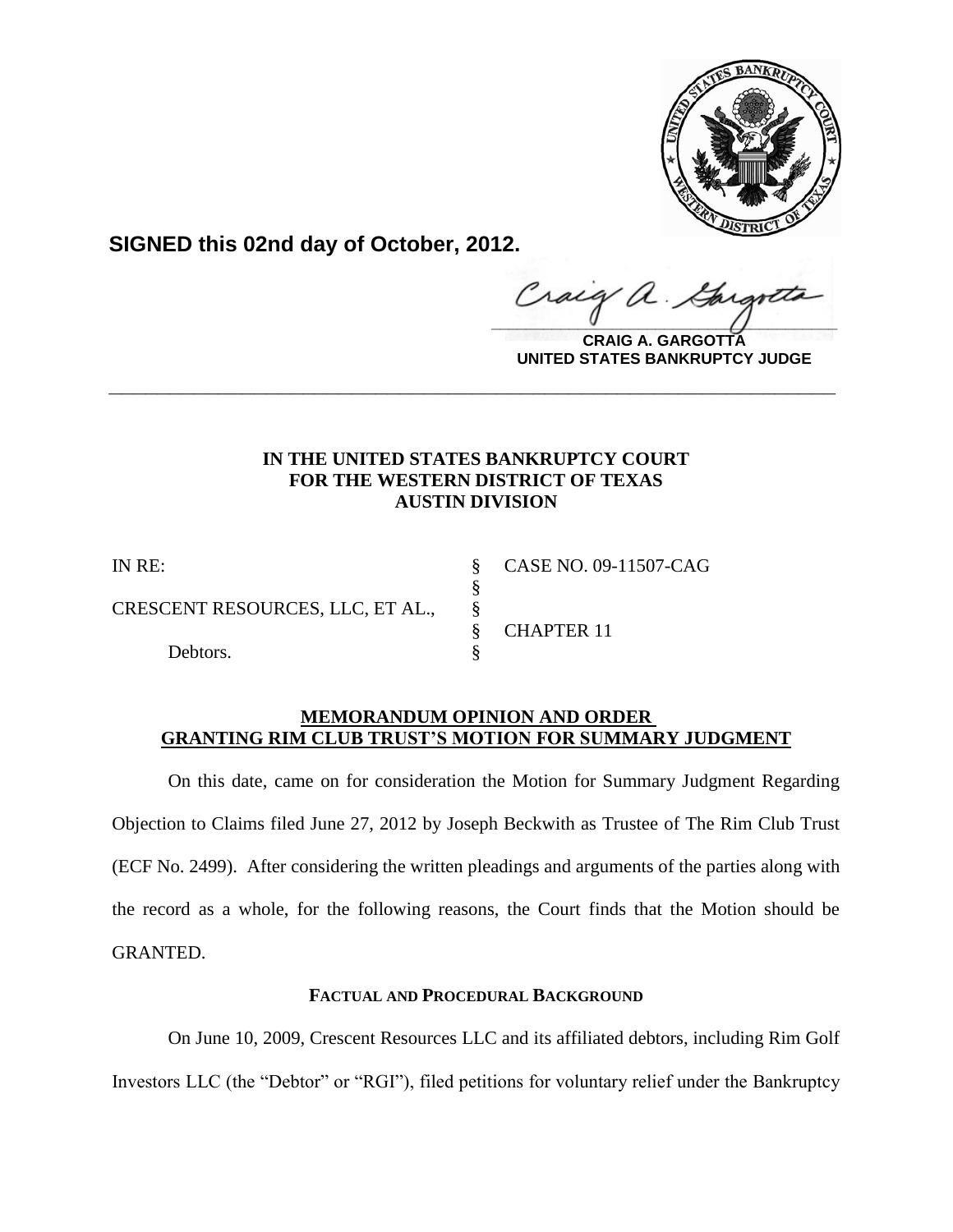**SIGNED this 02nd day of October, 2012.**

**CRAIG A. GARGOTTA**
**UNITED STATES BANKRUPTCY JUDGE**

---

**IN THE UNITED STATES BANKRUPTCY COURT**
**FOR THE WESTERN DISTRICT OF TEXAS**
**AUSTIN DIVISION**

| | | |
|---|---|---|
| IN RE: | § | CASE NO. 09-11507-CAG |
| | § | |
| CRESCENT RESOURCES, LLC, ET AL., | § | |
| | § | CHAPTER 11 |
| Debtors. | § | |

**MEMORANDUM OPINION AND ORDER GRANTING RIM CLUB TRUST'S MOTION FOR SUMMARY JUDGMENT**

On this date, came on for consideration the Motion for Summary Judgment Regarding Objection to Claims filed June 27, 2012 by Joseph Beckwith as Trustee of The Rim Club Trust (ECF No. 2499). After considering the written pleadings and arguments of the parties along with the record as a whole, for the following reasons, the Court finds that the Motion should be GRANTED.

**FACTUAL AND PROCEDURAL BACKGROUND**

On June 10, 2009, Crescent Resources LLC and its affiliated debtors, including Rim Golf Investors LLC (the "Debtor" or "RGI"), filed petitions for voluntary relief under the Bankruptcy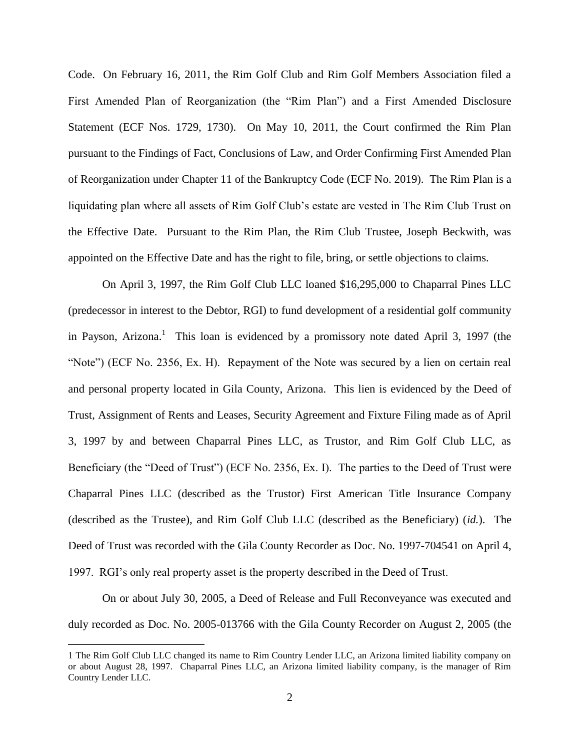Code. On February 16, 2011, the Rim Golf Club and Rim Golf Members Association filed a First Amended Plan of Reorganization (the "Rim Plan") and a First Amended Disclosure Statement (ECF Nos. 1729, 1730). On May 10, 2011, the Court confirmed the Rim Plan pursuant to the Findings of Fact, Conclusions of Law, and Order Confirming First Amended Plan of Reorganization under Chapter 11 of the Bankruptcy Code (ECF No. 2019). The Rim Plan is a liquidating plan where all assets of Rim Golf Club's estate are vested in The Rim Club Trust on the Effective Date. Pursuant to the Rim Plan, the Rim Club Trustee, Joseph Beckwith, was appointed on the Effective Date and has the right to file, bring, or settle objections to claims.

On April 3, 1997, the Rim Golf Club LLC loaned $16,295,000 to Chaparral Pines LLC (predecessor in interest to the Debtor, RGI) to fund development of a residential golf community in Payson, Arizona.[1] This loan is evidenced by a promissory note dated April 3, 1997 (the "Note") (ECF No. 2356, Ex. H). Repayment of the Note was secured by a lien on certain real and personal property located in Gila County, Arizona. This lien is evidenced by the Deed of Trust, Assignment of Rents and Leases, Security Agreement and Fixture Filing made as of April 3, 1997 by and between Chaparral Pines LLC, as Trustor, and Rim Golf Club LLC, as Beneficiary (the "Deed of Trust") (ECF No. 2356, Ex. I). The parties to the Deed of Trust were Chaparral Pines LLC (described as the Trustor) First American Title Insurance Company (described as the Trustee), and Rim Golf Club LLC (described as the Beneficiary) (*id.*). The Deed of Trust was recorded with the Gila County Recorder as Doc. No. 1997-704541 on April 4, 1997. RGI's only real property asset is the property described in the Deed of Trust.

On or about July 30, 2005, a Deed of Release and Full Reconveyance was executed and duly recorded as Doc. No. 2005-013766 with the Gila County Recorder on August 2, 2005 (the

---

[1] The Rim Golf Club LLC changed its name to Rim Country Lender LLC, an Arizona limited liability company on or about August 28, 1997. Chaparral Pines LLC, an Arizona limited liability company, is the manager of Rim Country Lender LLC.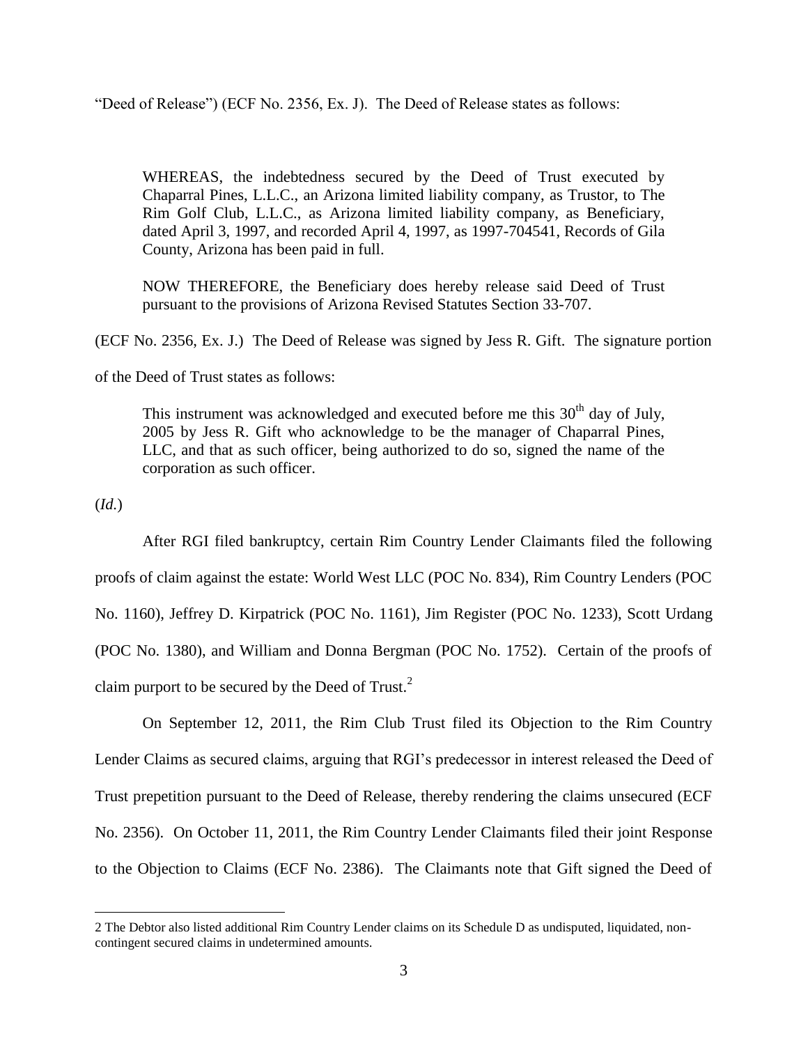"Deed of Release") (ECF No. 2356, Ex. J). The Deed of Release states as follows:

> WHEREAS, the indebtedness secured by the Deed of Trust executed by Chaparral Pines, L.L.C., an Arizona limited liability company, as Trustor, to The Rim Golf Club, L.L.C., as Arizona limited liability company, as Beneficiary, dated April 3, 1997, and recorded April 4, 1997, as 1997-704541, Records of Gila County, Arizona has been paid in full.
>
> NOW THEREFORE, the Beneficiary does hereby release said Deed of Trust pursuant to the provisions of Arizona Revised Statutes Section 33-707.

(ECF No. 2356, Ex. J.) The Deed of Release was signed by Jess R. Gift. The signature portion of the Deed of Trust states as follows:

> This instrument was acknowledged and executed before me this 30th day of July, 2005 by Jess R. Gift who acknowledge to be the manager of Chaparral Pines, LLC, and that as such officer, being authorized to do so, signed the name of the corporation as such officer.

(*Id.*)

After RGI filed bankruptcy, certain Rim Country Lender Claimants filed the following proofs of claim against the estate: World West LLC (POC No. 834), Rim Country Lenders (POC No. 1160), Jeffrey D. Kirpatrick (POC No. 1161), Jim Register (POC No. 1233), Scott Urdang (POC No. 1380), and William and Donna Bergman (POC No. 1752). Certain of the proofs of claim purport to be secured by the Deed of Trust.[2]

On September 12, 2011, the Rim Club Trust filed its Objection to the Rim Country Lender Claims as secured claims, arguing that RGI's predecessor in interest released the Deed of Trust prepetition pursuant to the Deed of Release, thereby rendering the claims unsecured (ECF No. 2356). On October 11, 2011, the Rim Country Lender Claimants filed their joint Response to the Objection to Claims (ECF No. 2386). The Claimants note that Gift signed the Deed of

---

2 The Debtor also listed additional Rim Country Lender claims on its Schedule D as undisputed, liquidated, non-contingent secured claims in undetermined amounts.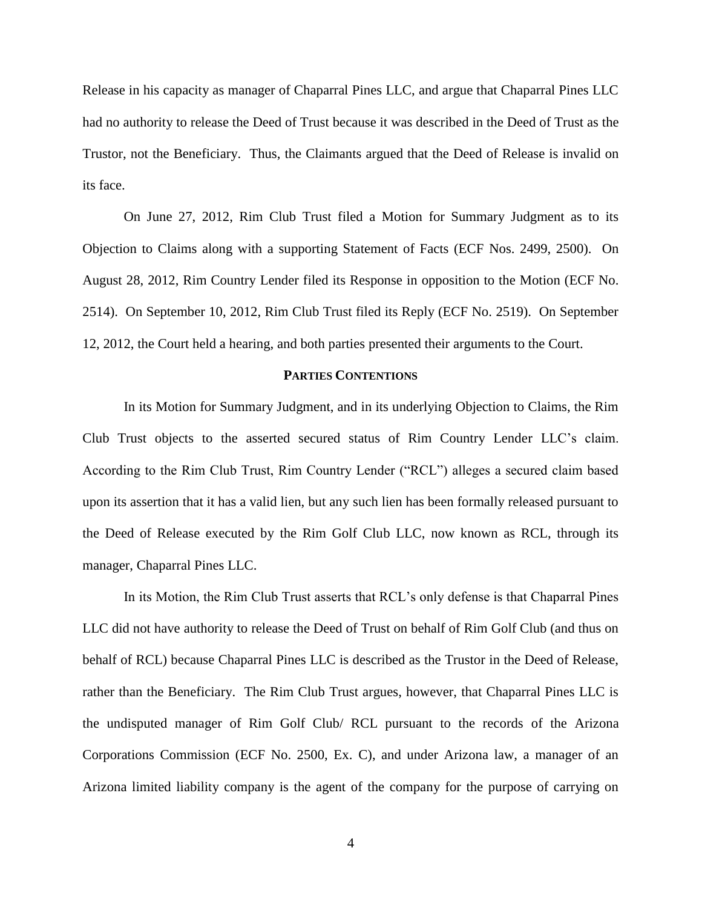Release in his capacity as manager of Chaparral Pines LLC, and argue that Chaparral Pines LLC had no authority to release the Deed of Trust because it was described in the Deed of Trust as the Trustor, not the Beneficiary. Thus, the Claimants argued that the Deed of Release is invalid on its face.

On June 27, 2012, Rim Club Trust filed a Motion for Summary Judgment as to its Objection to Claims along with a supporting Statement of Facts (ECF Nos. 2499, 2500). On August 28, 2012, Rim Country Lender filed its Response in opposition to the Motion (ECF No. 2514). On September 10, 2012, Rim Club Trust filed its Reply (ECF No. 2519). On September 12, 2012, the Court held a hearing, and both parties presented their arguments to the Court.

## PARTIES CONTENTIONS

In its Motion for Summary Judgment, and in its underlying Objection to Claims, the Rim Club Trust objects to the asserted secured status of Rim Country Lender LLC's claim. According to the Rim Club Trust, Rim Country Lender ("RCL") alleges a secured claim based upon its assertion that it has a valid lien, but any such lien has been formally released pursuant to the Deed of Release executed by the Rim Golf Club LLC, now known as RCL, through its manager, Chaparral Pines LLC.

In its Motion, the Rim Club Trust asserts that RCL's only defense is that Chaparral Pines LLC did not have authority to release the Deed of Trust on behalf of Rim Golf Club (and thus on behalf of RCL) because Chaparral Pines LLC is described as the Trustor in the Deed of Release, rather than the Beneficiary. The Rim Club Trust argues, however, that Chaparral Pines LLC is the undisputed manager of Rim Golf Club/ RCL pursuant to the records of the Arizona Corporations Commission (ECF No. 2500, Ex. C), and under Arizona law, a manager of an Arizona limited liability company is the agent of the company for the purpose of carrying on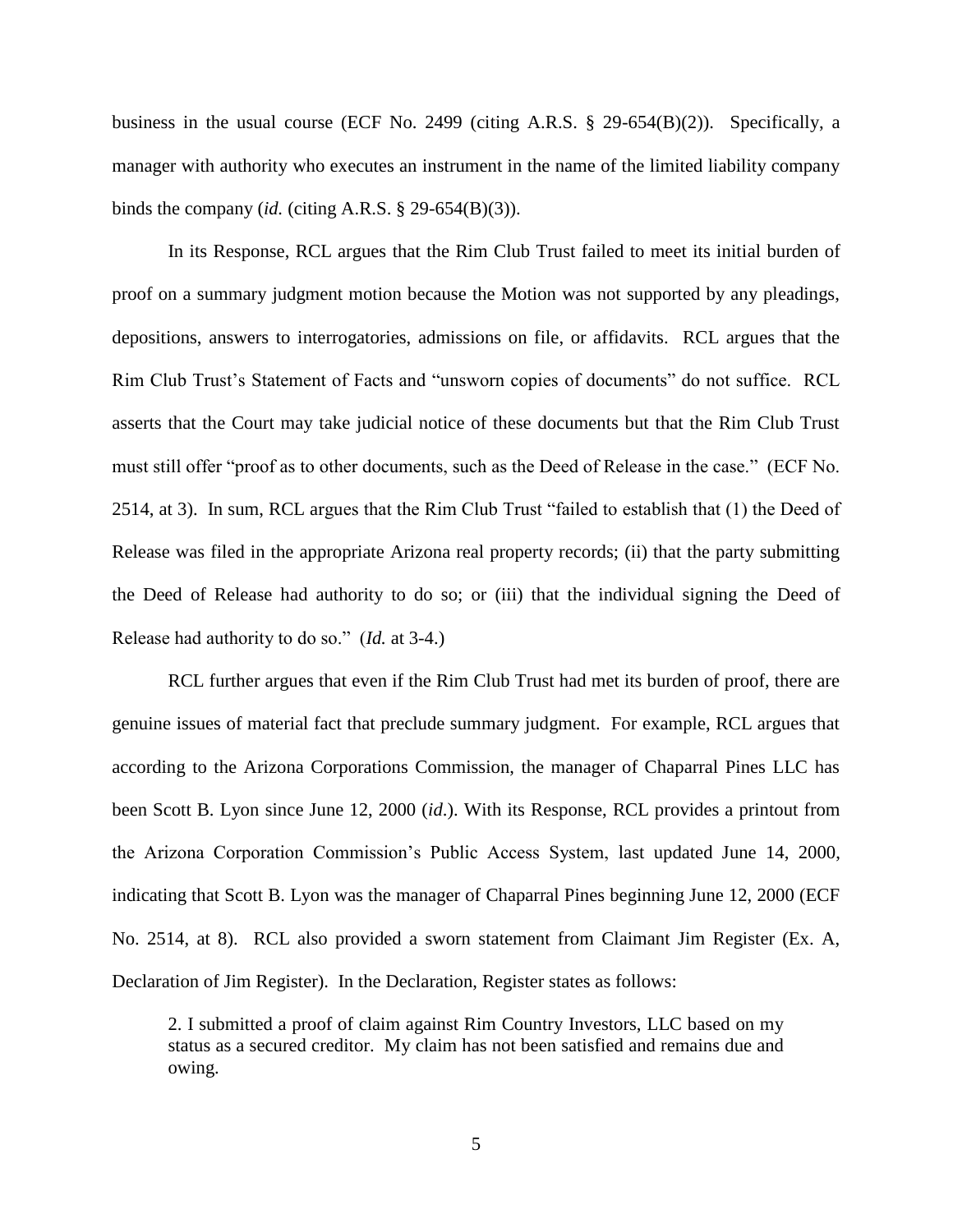business in the usual course (ECF No. 2499 (citing A.R.S. § 29-654(B)(2)). Specifically, a manager with authority who executes an instrument in the name of the limited liability company binds the company (*id.* (citing A.R.S. § 29-654(B)(3)).

In its Response, RCL argues that the Rim Club Trust failed to meet its initial burden of proof on a summary judgment motion because the Motion was not supported by any pleadings, depositions, answers to interrogatories, admissions on file, or affidavits. RCL argues that the Rim Club Trust's Statement of Facts and "unsworn copies of documents" do not suffice. RCL asserts that the Court may take judicial notice of these documents but that the Rim Club Trust must still offer "proof as to other documents, such as the Deed of Release in the case." (ECF No. 2514, at 3). In sum, RCL argues that the Rim Club Trust "failed to establish that (1) the Deed of Release was filed in the appropriate Arizona real property records; (ii) that the party submitting the Deed of Release had authority to do so; or (iii) that the individual signing the Deed of Release had authority to do so." (*Id.* at 3-4.)

RCL further argues that even if the Rim Club Trust had met its burden of proof, there are genuine issues of material fact that preclude summary judgment. For example, RCL argues that according to the Arizona Corporations Commission, the manager of Chaparral Pines LLC has been Scott B. Lyon since June 12, 2000 (*id*.). With its Response, RCL provides a printout from the Arizona Corporation Commission's Public Access System, last updated June 14, 2000, indicating that Scott B. Lyon was the manager of Chaparral Pines beginning June 12, 2000 (ECF No. 2514, at 8). RCL also provided a sworn statement from Claimant Jim Register (Ex. A, Declaration of Jim Register). In the Declaration, Register states as follows:

> 2. I submitted a proof of claim against Rim Country Investors, LLC based on my status as a secured creditor. My claim has not been satisfied and remains due and owing.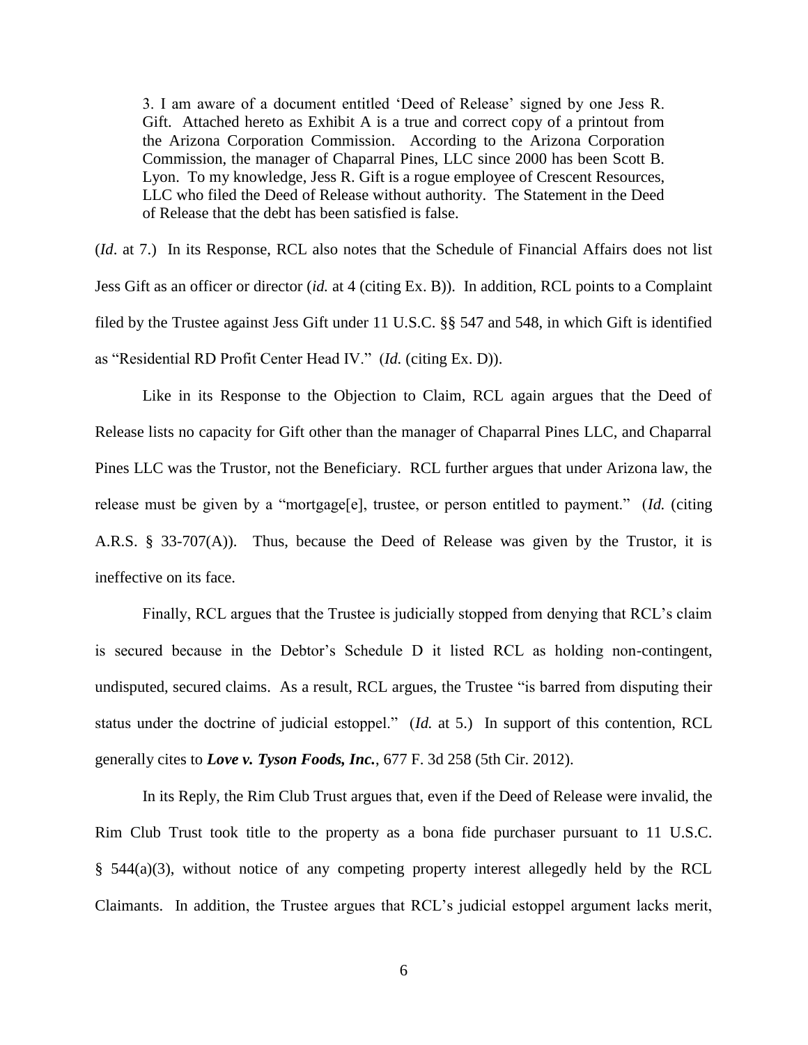> 3. I am aware of a document entitled 'Deed of Release' signed by one Jess R. Gift. Attached hereto as Exhibit A is a true and correct copy of a printout from the Arizona Corporation Commission. According to the Arizona Corporation Commission, the manager of Chaparral Pines, LLC since 2000 has been Scott B. Lyon. To my knowledge, Jess R. Gift is a rogue employee of Crescent Resources, LLC who filed the Deed of Release without authority. The Statement in the Deed of Release that the debt has been satisfied is false.

(*Id*. at 7.) In its Response, RCL also notes that the Schedule of Financial Affairs does not list Jess Gift as an officer or director (*id.* at 4 (citing Ex. B)). In addition, RCL points to a Complaint filed by the Trustee against Jess Gift under 11 U.S.C. §§ 547 and 548, in which Gift is identified as "Residential RD Profit Center Head IV." (*Id.* (citing Ex. D)).

Like in its Response to the Objection to Claim, RCL again argues that the Deed of Release lists no capacity for Gift other than the manager of Chaparral Pines LLC, and Chaparral Pines LLC was the Trustor, not the Beneficiary. RCL further argues that under Arizona law, the release must be given by a "mortgage[e], trustee, or person entitled to payment." (*Id.* (citing A.R.S. § 33-707(A)). Thus, because the Deed of Release was given by the Trustor, it is ineffective on its face.

Finally, RCL argues that the Trustee is judicially stopped from denying that RCL's claim is secured because in the Debtor's Schedule D it listed RCL as holding non-contingent, undisputed, secured claims. As a result, RCL argues, the Trustee "is barred from disputing their status under the doctrine of judicial estoppel." (*Id.* at 5.) In support of this contention, RCL generally cites to ***Love v. Tyson Foods, Inc.***, 677 F. 3d 258 (5th Cir. 2012).

In its Reply, the Rim Club Trust argues that, even if the Deed of Release were invalid, the Rim Club Trust took title to the property as a bona fide purchaser pursuant to 11 U.S.C. § 544(a)(3), without notice of any competing property interest allegedly held by the RCL Claimants. In addition, the Trustee argues that RCL's judicial estoppel argument lacks merit,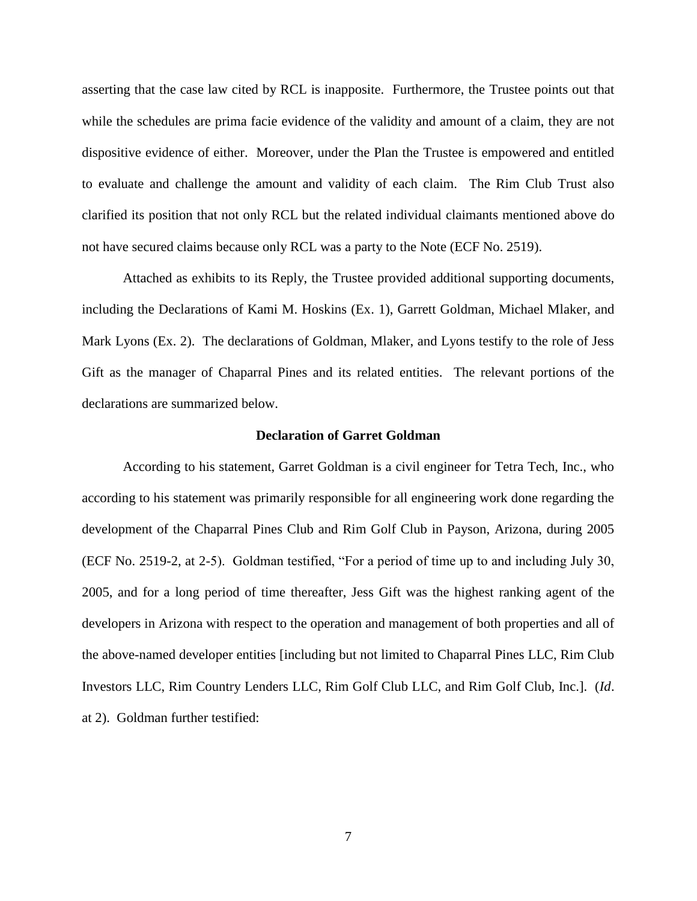asserting that the case law cited by RCL is inapposite. Furthermore, the Trustee points out that while the schedules are prima facie evidence of the validity and amount of a claim, they are not dispositive evidence of either. Moreover, under the Plan the Trustee is empowered and entitled to evaluate and challenge the amount and validity of each claim. The Rim Club Trust also clarified its position that not only RCL but the related individual claimants mentioned above do not have secured claims because only RCL was a party to the Note (ECF No. 2519).

Attached as exhibits to its Reply, the Trustee provided additional supporting documents, including the Declarations of Kami M. Hoskins (Ex. 1), Garrett Goldman, Michael Mlaker, and Mark Lyons (Ex. 2). The declarations of Goldman, Mlaker, and Lyons testify to the role of Jess Gift as the manager of Chaparral Pines and its related entities. The relevant portions of the declarations are summarized below.

**Declaration of Garret Goldman**

According to his statement, Garret Goldman is a civil engineer for Tetra Tech, Inc., who according to his statement was primarily responsible for all engineering work done regarding the development of the Chaparral Pines Club and Rim Golf Club in Payson, Arizona, during 2005 (ECF No. 2519-2, at 2-5). Goldman testified, "For a period of time up to and including July 30, 2005, and for a long period of time thereafter, Jess Gift was the highest ranking agent of the developers in Arizona with respect to the operation and management of both properties and all of the above-named developer entities [including but not limited to Chaparral Pines LLC, Rim Club Investors LLC, Rim Country Lenders LLC, Rim Golf Club LLC, and Rim Golf Club, Inc.]. (*Id*. at 2). Goldman further testified: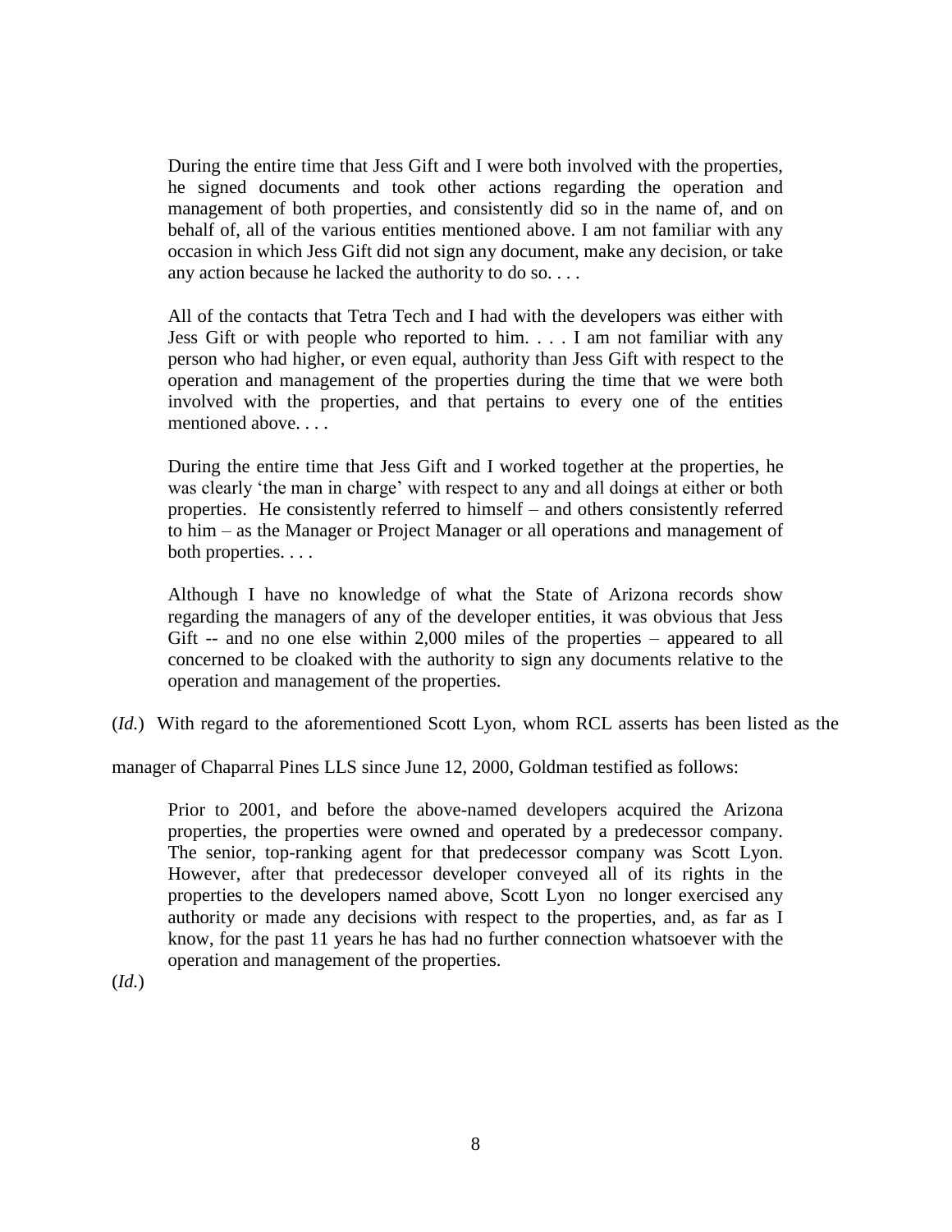> During the entire time that Jess Gift and I were both involved with the properties, he signed documents and took other actions regarding the operation and management of both properties, and consistently did so in the name of, and on behalf of, all of the various entities mentioned above. I am not familiar with any occasion in which Jess Gift did not sign any document, make any decision, or take any action because he lacked the authority to do so. . . .
>
> All of the contacts that Tetra Tech and I had with the developers was either with Jess Gift or with people who reported to him. . . . I am not familiar with any person who had higher, or even equal, authority than Jess Gift with respect to the operation and management of the properties during the time that we were both involved with the properties, and that pertains to every one of the entities mentioned above. . . .
>
> During the entire time that Jess Gift and I worked together at the properties, he was clearly 'the man in charge' with respect to any and all doings at either or both properties. He consistently referred to himself – and others consistently referred to him – as the Manager or Project Manager or all operations and management of both properties. . . .
>
> Although I have no knowledge of what the State of Arizona records show regarding the managers of any of the developer entities, it was obvious that Jess Gift -- and no one else within 2,000 miles of the properties – appeared to all concerned to be cloaked with the authority to sign any documents relative to the operation and management of the properties.

(*Id.*) With regard to the aforementioned Scott Lyon, whom RCL asserts has been listed as the manager of Chaparral Pines LLS since June 12, 2000, Goldman testified as follows:

> Prior to 2001, and before the above-named developers acquired the Arizona properties, the properties were owned and operated by a predecessor company. The senior, top-ranking agent for that predecessor company was Scott Lyon. However, after that predecessor developer conveyed all of its rights in the properties to the developers named above, Scott Lyon no longer exercised any authority or made any decisions with respect to the properties, and, as far as I know, for the past 11 years he has had no further connection whatsoever with the operation and management of the properties.

(*Id.*)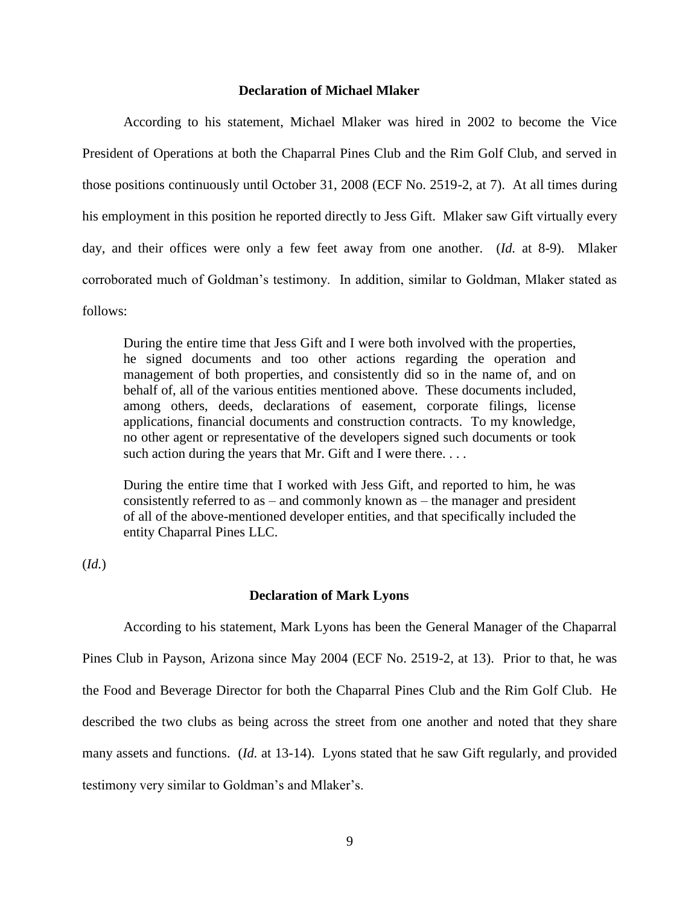**Declaration of Michael Mlaker**

According to his statement, Michael Mlaker was hired in 2002 to become the Vice President of Operations at both the Chaparral Pines Club and the Rim Golf Club, and served in those positions continuously until October 31, 2008 (ECF No. 2519-2, at 7). At all times during his employment in this position he reported directly to Jess Gift. Mlaker saw Gift virtually every day, and their offices were only a few feet away from one another. (*Id.* at 8-9). Mlaker corroborated much of Goldman's testimony. In addition, similar to Goldman, Mlaker stated as follows:

> During the entire time that Jess Gift and I were both involved with the properties, he signed documents and too other actions regarding the operation and management of both properties, and consistently did so in the name of, and on behalf of, all of the various entities mentioned above. These documents included, among others, deeds, declarations of easement, corporate filings, license applications, financial documents and construction contracts. To my knowledge, no other agent or representative of the developers signed such documents or took such action during the years that Mr. Gift and I were there. . . .
>
> During the entire time that I worked with Jess Gift, and reported to him, he was consistently referred to as – and commonly known as – the manager and president of all of the above-mentioned developer entities, and that specifically included the entity Chaparral Pines LLC.

(*Id.*)

**Declaration of Mark Lyons**

According to his statement, Mark Lyons has been the General Manager of the Chaparral Pines Club in Payson, Arizona since May 2004 (ECF No. 2519-2, at 13). Prior to that, he was the Food and Beverage Director for both the Chaparral Pines Club and the Rim Golf Club. He described the two clubs as being across the street from one another and noted that they share many assets and functions. (*Id.* at 13-14). Lyons stated that he saw Gift regularly, and provided testimony very similar to Goldman's and Mlaker's.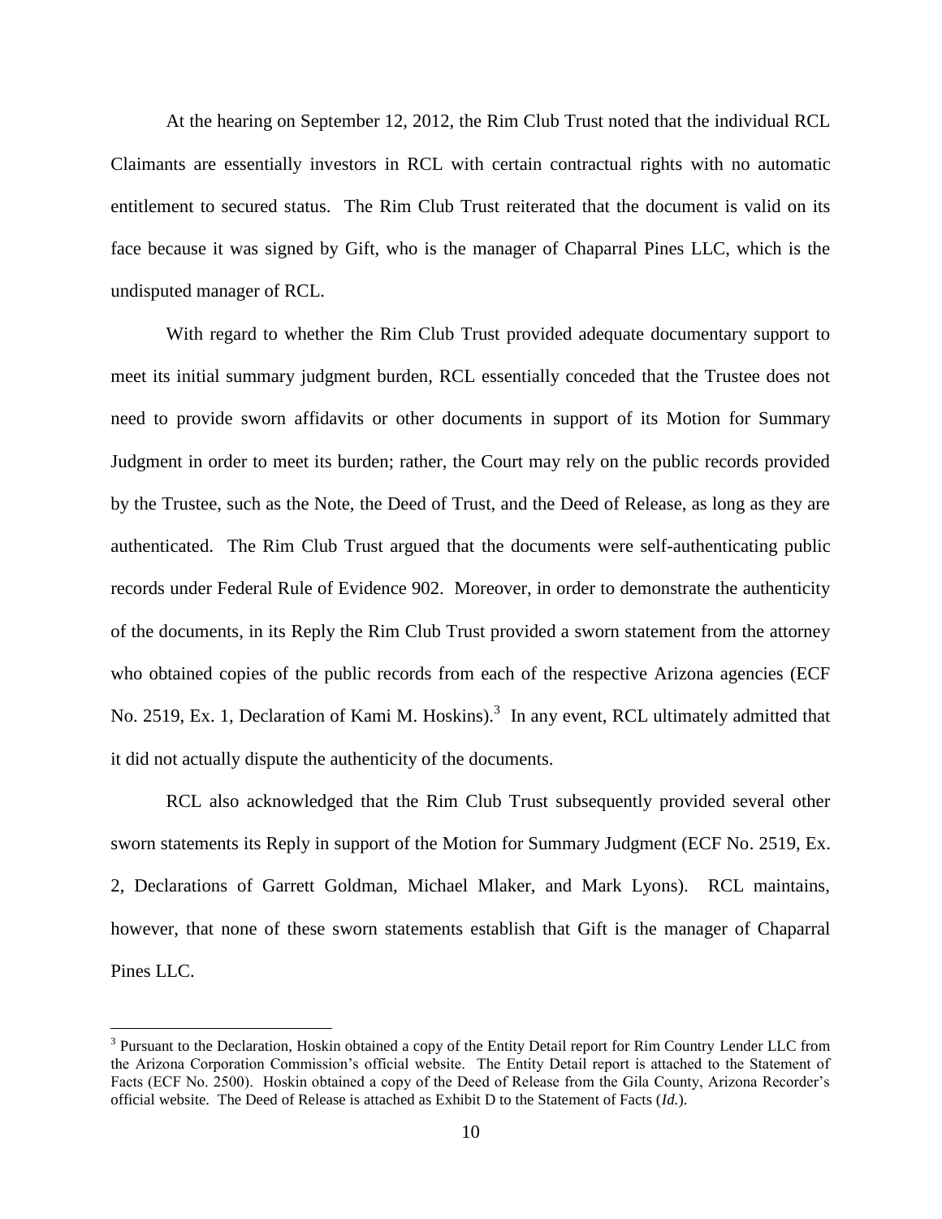At the hearing on September 12, 2012, the Rim Club Trust noted that the individual RCL Claimants are essentially investors in RCL with certain contractual rights with no automatic entitlement to secured status. The Rim Club Trust reiterated that the document is valid on its face because it was signed by Gift, who is the manager of Chaparral Pines LLC, which is the undisputed manager of RCL.

With regard to whether the Rim Club Trust provided adequate documentary support to meet its initial summary judgment burden, RCL essentially conceded that the Trustee does not need to provide sworn affidavits or other documents in support of its Motion for Summary Judgment in order to meet its burden; rather, the Court may rely on the public records provided by the Trustee, such as the Note, the Deed of Trust, and the Deed of Release, as long as they are authenticated. The Rim Club Trust argued that the documents were self-authenticating public records under Federal Rule of Evidence 902. Moreover, in order to demonstrate the authenticity of the documents, in its Reply the Rim Club Trust provided a sworn statement from the attorney who obtained copies of the public records from each of the respective Arizona agencies (ECF No. 2519, Ex. 1, Declaration of Kami M. Hoskins).[3] In any event, RCL ultimately admitted that it did not actually dispute the authenticity of the documents.

RCL also acknowledged that the Rim Club Trust subsequently provided several other sworn statements its Reply in support of the Motion for Summary Judgment (ECF No. 2519, Ex. 2, Declarations of Garrett Goldman, Michael Mlaker, and Mark Lyons). RCL maintains, however, that none of these sworn statements establish that Gift is the manager of Chaparral Pines LLC.

---

[3] Pursuant to the Declaration, Hoskin obtained a copy of the Entity Detail report for Rim Country Lender LLC from the Arizona Corporation Commission's official website. The Entity Detail report is attached to the Statement of Facts (ECF No. 2500). Hoskin obtained a copy of the Deed of Release from the Gila County, Arizona Recorder's official website. The Deed of Release is attached as Exhibit D to the Statement of Facts (*Id.*).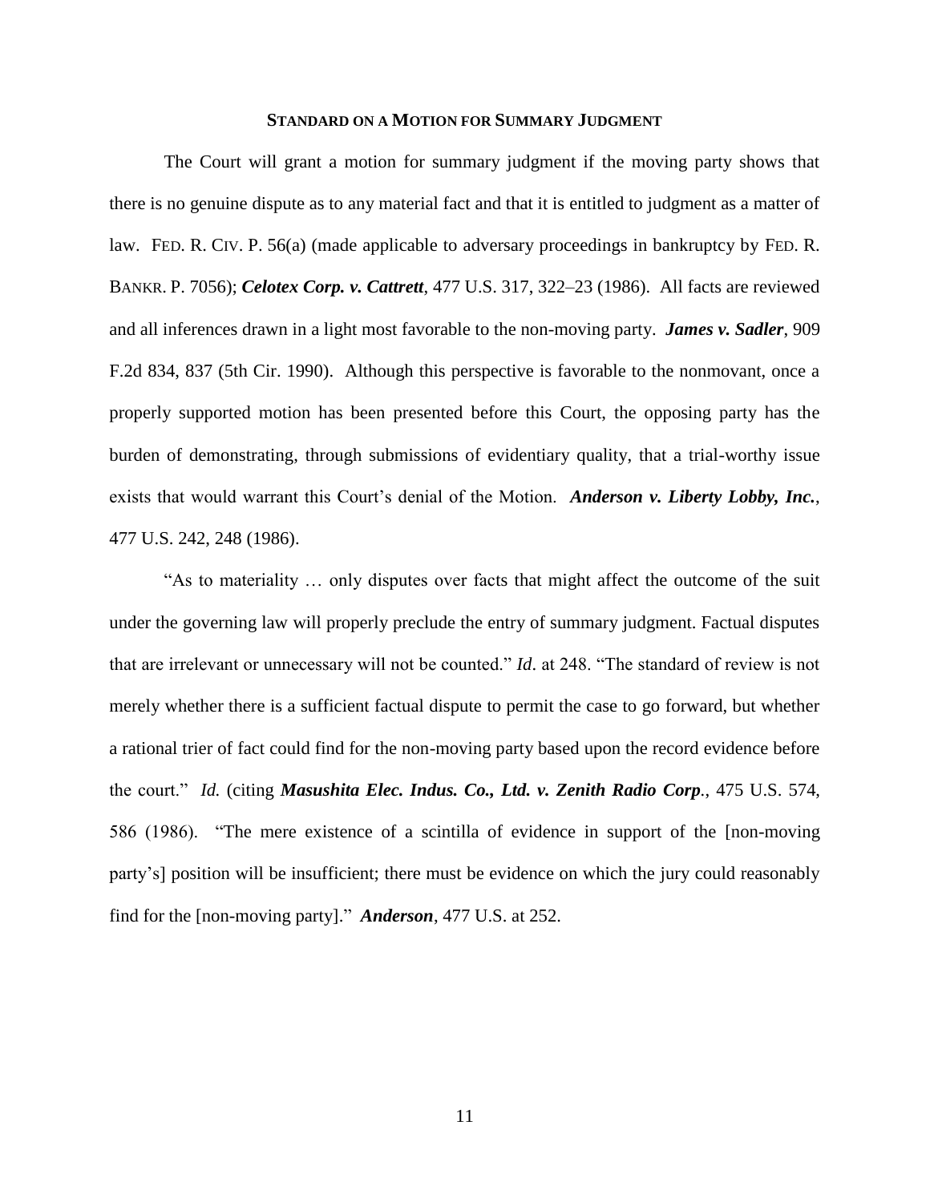## STANDARD ON A MOTION FOR SUMMARY JUDGMENT

The Court will grant a motion for summary judgment if the moving party shows that there is no genuine dispute as to any material fact and that it is entitled to judgment as a matter of law. FED. R. CIV. P. 56(a) (made applicable to adversary proceedings in bankruptcy by FED. R. BANKR. P. 7056); ***Celotex Corp. v. Cattrett***, 477 U.S. 317, 322–23 (1986). All facts are reviewed and all inferences drawn in a light most favorable to the non-moving party. ***James v. Sadler***, 909 F.2d 834, 837 (5th Cir. 1990). Although this perspective is favorable to the nonmovant, once a properly supported motion has been presented before this Court, the opposing party has the burden of demonstrating, through submissions of evidentiary quality, that a trial-worthy issue exists that would warrant this Court's denial of the Motion. ***Anderson v. Liberty Lobby, Inc.***, 477 U.S. 242, 248 (1986).

"As to materiality … only disputes over facts that might affect the outcome of the suit under the governing law will properly preclude the entry of summary judgment. Factual disputes that are irrelevant or unnecessary will not be counted." *Id*. at 248. "The standard of review is not merely whether there is a sufficient factual dispute to permit the case to go forward, but whether a rational trier of fact could find for the non-moving party based upon the record evidence before the court." *Id.* (citing ***Masushita Elec. Indus. Co., Ltd. v. Zenith Radio Corp***., 475 U.S. 574, 586 (1986). "The mere existence of a scintilla of evidence in support of the [non-moving party's] position will be insufficient; there must be evidence on which the jury could reasonably find for the [non-moving party]." ***Anderson***, 477 U.S. at 252.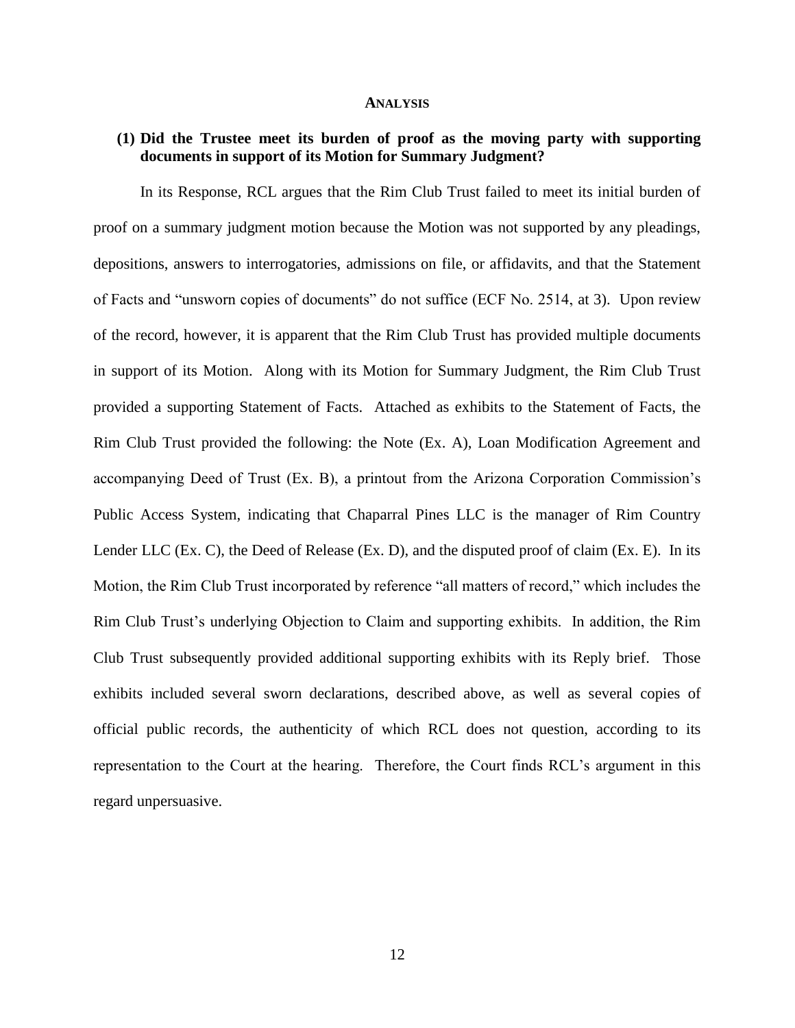## ANALYSIS

### (1) Did the Trustee meet its burden of proof as the moving party with supporting documents in support of its Motion for Summary Judgment?

In its Response, RCL argues that the Rim Club Trust failed to meet its initial burden of proof on a summary judgment motion because the Motion was not supported by any pleadings, depositions, answers to interrogatories, admissions on file, or affidavits, and that the Statement of Facts and "unsworn copies of documents" do not suffice (ECF No. 2514, at 3). Upon review of the record, however, it is apparent that the Rim Club Trust has provided multiple documents in support of its Motion. Along with its Motion for Summary Judgment, the Rim Club Trust provided a supporting Statement of Facts. Attached as exhibits to the Statement of Facts, the Rim Club Trust provided the following: the Note (Ex. A), Loan Modification Agreement and accompanying Deed of Trust (Ex. B), a printout from the Arizona Corporation Commission's Public Access System, indicating that Chaparral Pines LLC is the manager of Rim Country Lender LLC (Ex. C), the Deed of Release (Ex. D), and the disputed proof of claim (Ex. E). In its Motion, the Rim Club Trust incorporated by reference "all matters of record," which includes the Rim Club Trust's underlying Objection to Claim and supporting exhibits. In addition, the Rim Club Trust subsequently provided additional supporting exhibits with its Reply brief. Those exhibits included several sworn declarations, described above, as well as several copies of official public records, the authenticity of which RCL does not question, according to its representation to the Court at the hearing. Therefore, the Court finds RCL's argument in this regard unpersuasive.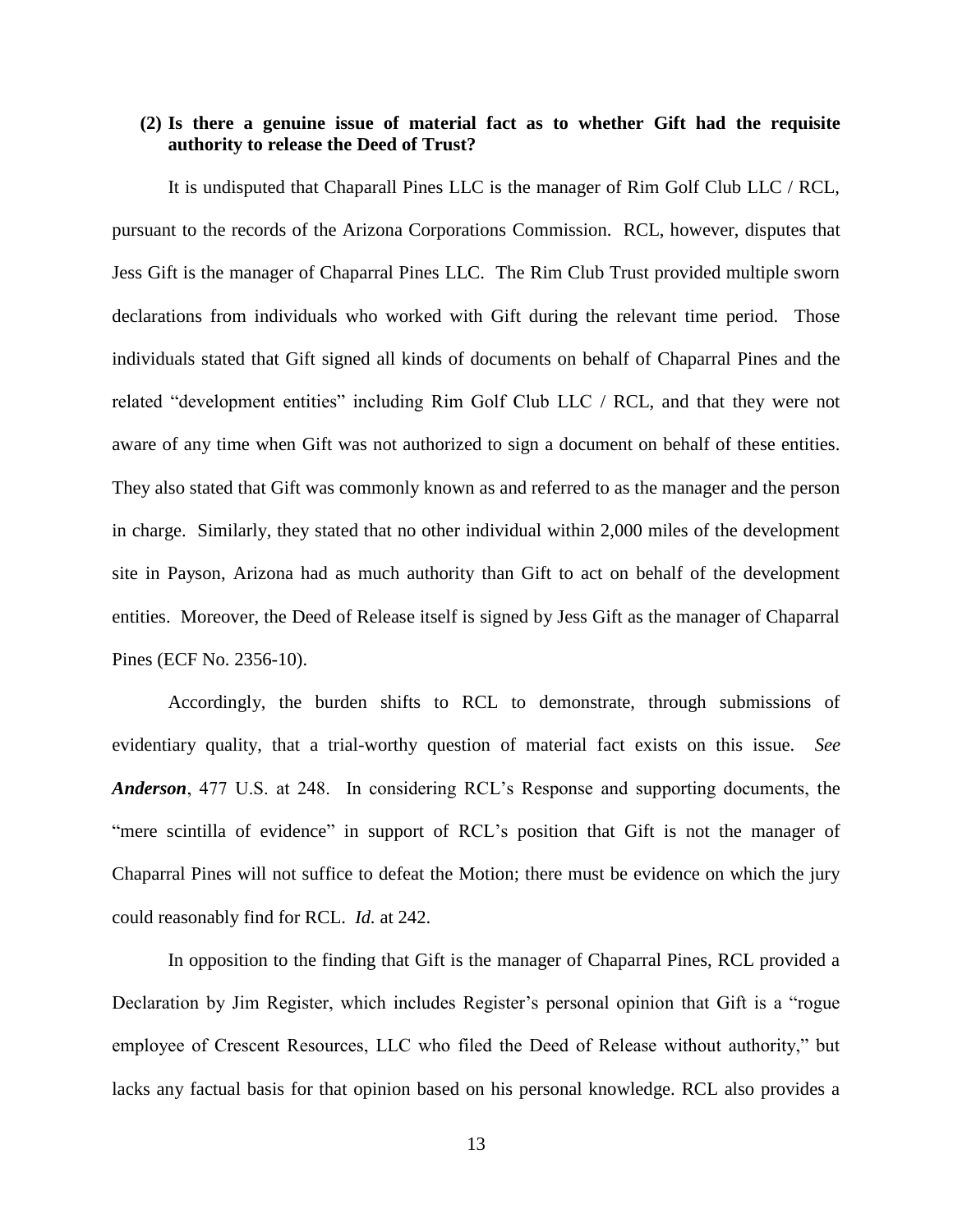**(2) Is there a genuine issue of material fact as to whether Gift had the requisite authority to release the Deed of Trust?**

It is undisputed that Chaparall Pines LLC is the manager of Rim Golf Club LLC / RCL, pursuant to the records of the Arizona Corporations Commission. RCL, however, disputes that Jess Gift is the manager of Chaparral Pines LLC. The Rim Club Trust provided multiple sworn declarations from individuals who worked with Gift during the relevant time period. Those individuals stated that Gift signed all kinds of documents on behalf of Chaparral Pines and the related "development entities" including Rim Golf Club LLC / RCL, and that they were not aware of any time when Gift was not authorized to sign a document on behalf of these entities. They also stated that Gift was commonly known as and referred to as the manager and the person in charge. Similarly, they stated that no other individual within 2,000 miles of the development site in Payson, Arizona had as much authority than Gift to act on behalf of the development entities. Moreover, the Deed of Release itself is signed by Jess Gift as the manager of Chaparral Pines (ECF No. 2356-10).

Accordingly, the burden shifts to RCL to demonstrate, through submissions of evidentiary quality, that a trial-worthy question of material fact exists on this issue. *See* ***Anderson***, 477 U.S. at 248. In considering RCL's Response and supporting documents, the "mere scintilla of evidence" in support of RCL's position that Gift is not the manager of Chaparral Pines will not suffice to defeat the Motion; there must be evidence on which the jury could reasonably find for RCL. *Id.* at 242.

In opposition to the finding that Gift is the manager of Chaparral Pines, RCL provided a Declaration by Jim Register, which includes Register's personal opinion that Gift is a "rogue employee of Crescent Resources, LLC who filed the Deed of Release without authority," but lacks any factual basis for that opinion based on his personal knowledge. RCL also provides a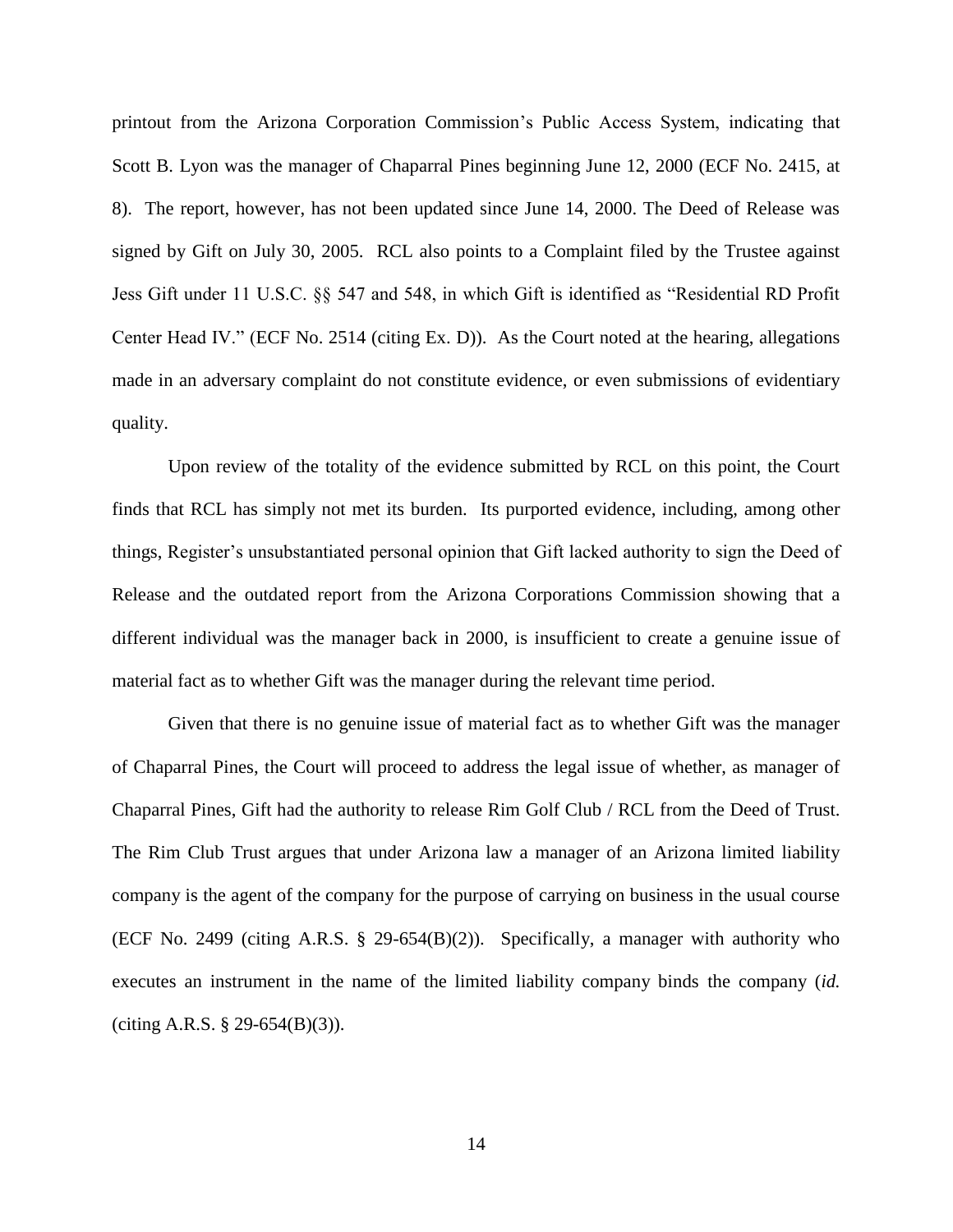printout from the Arizona Corporation Commission's Public Access System, indicating that Scott B. Lyon was the manager of Chaparral Pines beginning June 12, 2000 (ECF No. 2415, at 8). The report, however, has not been updated since June 14, 2000. The Deed of Release was signed by Gift on July 30, 2005. RCL also points to a Complaint filed by the Trustee against Jess Gift under 11 U.S.C. §§ 547 and 548, in which Gift is identified as "Residential RD Profit Center Head IV." (ECF No. 2514 (citing Ex. D)). As the Court noted at the hearing, allegations made in an adversary complaint do not constitute evidence, or even submissions of evidentiary quality.

Upon review of the totality of the evidence submitted by RCL on this point, the Court finds that RCL has simply not met its burden. Its purported evidence, including, among other things, Register's unsubstantiated personal opinion that Gift lacked authority to sign the Deed of Release and the outdated report from the Arizona Corporations Commission showing that a different individual was the manager back in 2000, is insufficient to create a genuine issue of material fact as to whether Gift was the manager during the relevant time period.

Given that there is no genuine issue of material fact as to whether Gift was the manager of Chaparral Pines, the Court will proceed to address the legal issue of whether, as manager of Chaparral Pines, Gift had the authority to release Rim Golf Club / RCL from the Deed of Trust. The Rim Club Trust argues that under Arizona law a manager of an Arizona limited liability company is the agent of the company for the purpose of carrying on business in the usual course (ECF No. 2499 (citing A.R.S. § 29-654(B)(2)). Specifically, a manager with authority who executes an instrument in the name of the limited liability company binds the company (*id.* (citing A.R.S. § 29-654(B)(3)).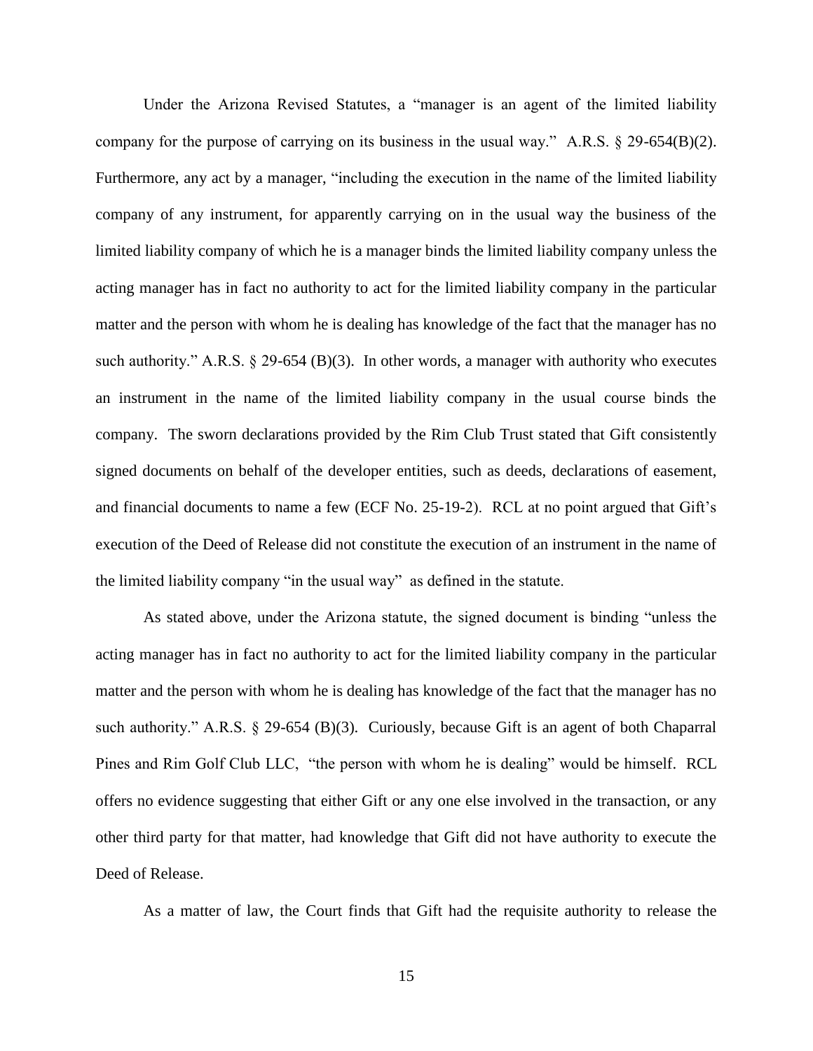Under the Arizona Revised Statutes, a "manager is an agent of the limited liability company for the purpose of carrying on its business in the usual way." A.R.S. § 29-654(B)(2). Furthermore, any act by a manager, "including the execution in the name of the limited liability company of any instrument, for apparently carrying on in the usual way the business of the limited liability company of which he is a manager binds the limited liability company unless the acting manager has in fact no authority to act for the limited liability company in the particular matter and the person with whom he is dealing has knowledge of the fact that the manager has no such authority." A.R.S. § 29-654 (B)(3). In other words, a manager with authority who executes an instrument in the name of the limited liability company in the usual course binds the company. The sworn declarations provided by the Rim Club Trust stated that Gift consistently signed documents on behalf of the developer entities, such as deeds, declarations of easement, and financial documents to name a few (ECF No. 25-19-2). RCL at no point argued that Gift's execution of the Deed of Release did not constitute the execution of an instrument in the name of the limited liability company "in the usual way" as defined in the statute.

As stated above, under the Arizona statute, the signed document is binding "unless the acting manager has in fact no authority to act for the limited liability company in the particular matter and the person with whom he is dealing has knowledge of the fact that the manager has no such authority." A.R.S. § 29-654 (B)(3). Curiously, because Gift is an agent of both Chaparral Pines and Rim Golf Club LLC, "the person with whom he is dealing" would be himself. RCL offers no evidence suggesting that either Gift or any one else involved in the transaction, or any other third party for that matter, had knowledge that Gift did not have authority to execute the Deed of Release.

As a matter of law, the Court finds that Gift had the requisite authority to release the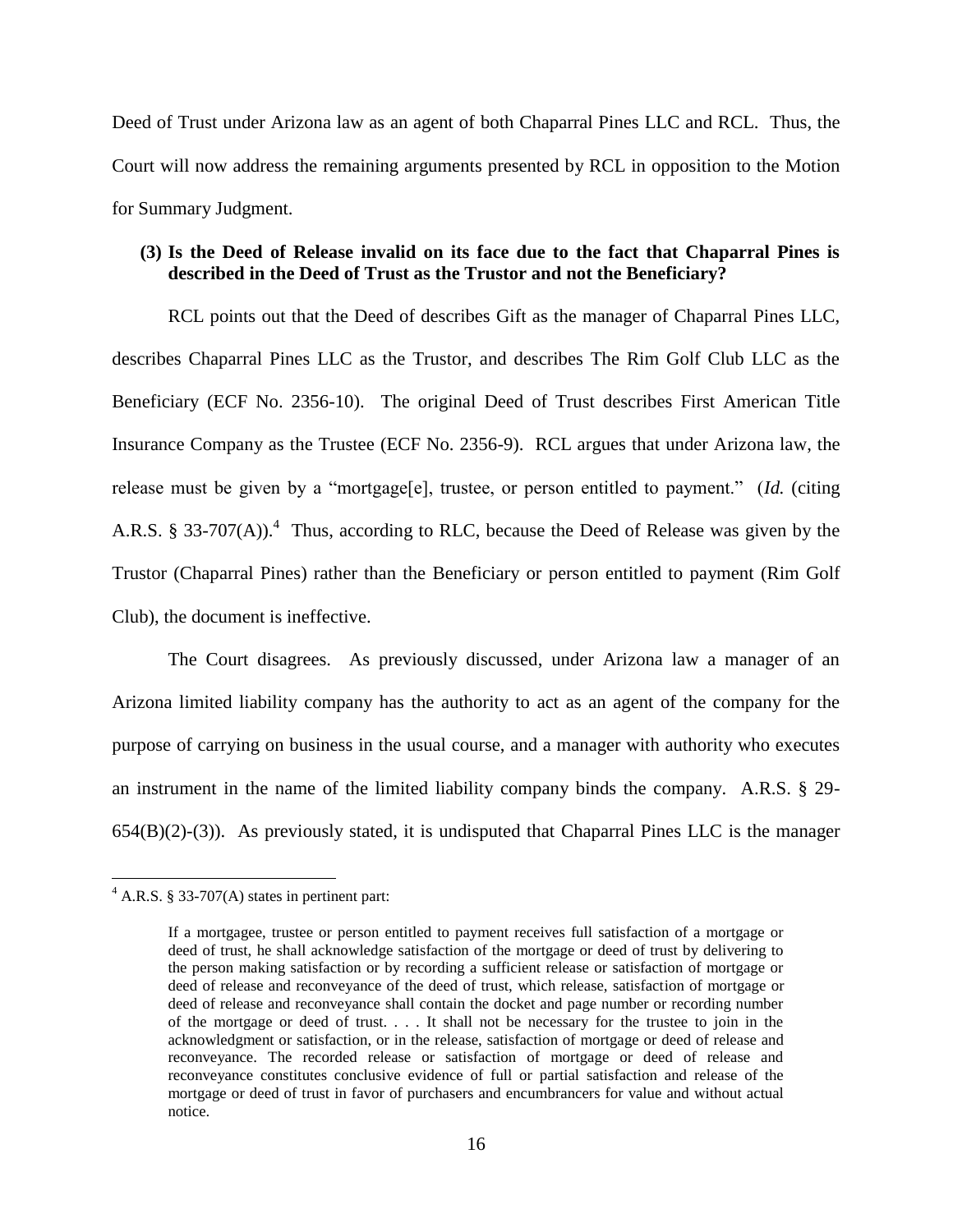Deed of Trust under Arizona law as an agent of both Chaparral Pines LLC and RCL. Thus, the Court will now address the remaining arguments presented by RCL in opposition to the Motion for Summary Judgment.

**(3) Is the Deed of Release invalid on its face due to the fact that Chaparral Pines is described in the Deed of Trust as the Trustor and not the Beneficiary?**

RCL points out that the Deed of describes Gift as the manager of Chaparral Pines LLC, describes Chaparral Pines LLC as the Trustor, and describes The Rim Golf Club LLC as the Beneficiary (ECF No. 2356-10). The original Deed of Trust describes First American Title Insurance Company as the Trustee (ECF No. 2356-9). RCL argues that under Arizona law, the release must be given by a "mortgage[e], trustee, or person entitled to payment." (*Id.* (citing A.R.S. § 33-707(A)).[4] Thus, according to RLC, because the Deed of Release was given by the Trustor (Chaparral Pines) rather than the Beneficiary or person entitled to payment (Rim Golf Club), the document is ineffective.

The Court disagrees. As previously discussed, under Arizona law a manager of an Arizona limited liability company has the authority to act as an agent of the company for the purpose of carrying on business in the usual course, and a manager with authority who executes an instrument in the name of the limited liability company binds the company. A.R.S. § 29-654(B)(2)-(3)). As previously stated, it is undisputed that Chaparral Pines LLC is the manager

---

[4] A.R.S. § 33-707(A) states in pertinent part:

> If a mortgagee, trustee or person entitled to payment receives full satisfaction of a mortgage or deed of trust, he shall acknowledge satisfaction of the mortgage or deed of trust by delivering to the person making satisfaction or by recording a sufficient release or satisfaction of mortgage or deed of release and reconveyance of the deed of trust, which release, satisfaction of mortgage or deed of release and reconveyance shall contain the docket and page number or recording number of the mortgage or deed of trust. . . . It shall not be necessary for the trustee to join in the acknowledgment or satisfaction, or in the release, satisfaction of mortgage or deed of release and reconveyance. The recorded release or satisfaction of mortgage or deed of release and reconveyance constitutes conclusive evidence of full or partial satisfaction and release of the mortgage or deed of trust in favor of purchasers and encumbrancers for value and without actual notice.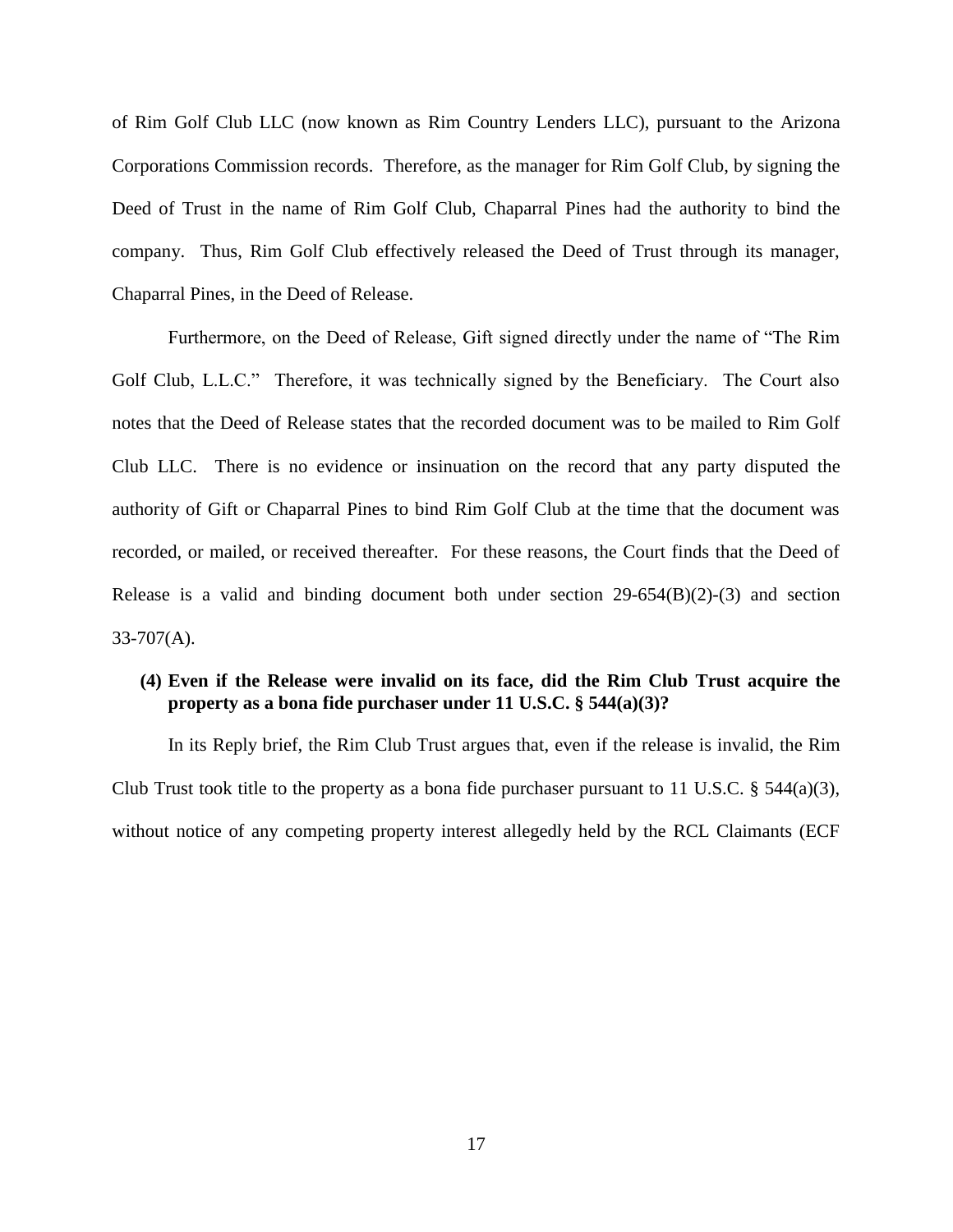of Rim Golf Club LLC (now known as Rim Country Lenders LLC), pursuant to the Arizona Corporations Commission records. Therefore, as the manager for Rim Golf Club, by signing the Deed of Trust in the name of Rim Golf Club, Chaparral Pines had the authority to bind the company. Thus, Rim Golf Club effectively released the Deed of Trust through its manager, Chaparral Pines, in the Deed of Release.

Furthermore, on the Deed of Release, Gift signed directly under the name of "The Rim Golf Club, L.L.C." Therefore, it was technically signed by the Beneficiary. The Court also notes that the Deed of Release states that the recorded document was to be mailed to Rim Golf Club LLC. There is no evidence or insinuation on the record that any party disputed the authority of Gift or Chaparral Pines to bind Rim Golf Club at the time that the document was recorded, or mailed, or received thereafter. For these reasons, the Court finds that the Deed of Release is a valid and binding document both under section 29-654(B)(2)-(3) and section 33-707(A).

**(4) Even if the Release were invalid on its face, did the Rim Club Trust acquire the property as a bona fide purchaser under 11 U.S.C. § 544(a)(3)?**

In its Reply brief, the Rim Club Trust argues that, even if the release is invalid, the Rim Club Trust took title to the property as a bona fide purchaser pursuant to 11 U.S.C. § 544(a)(3), without notice of any competing property interest allegedly held by the RCL Claimants (ECF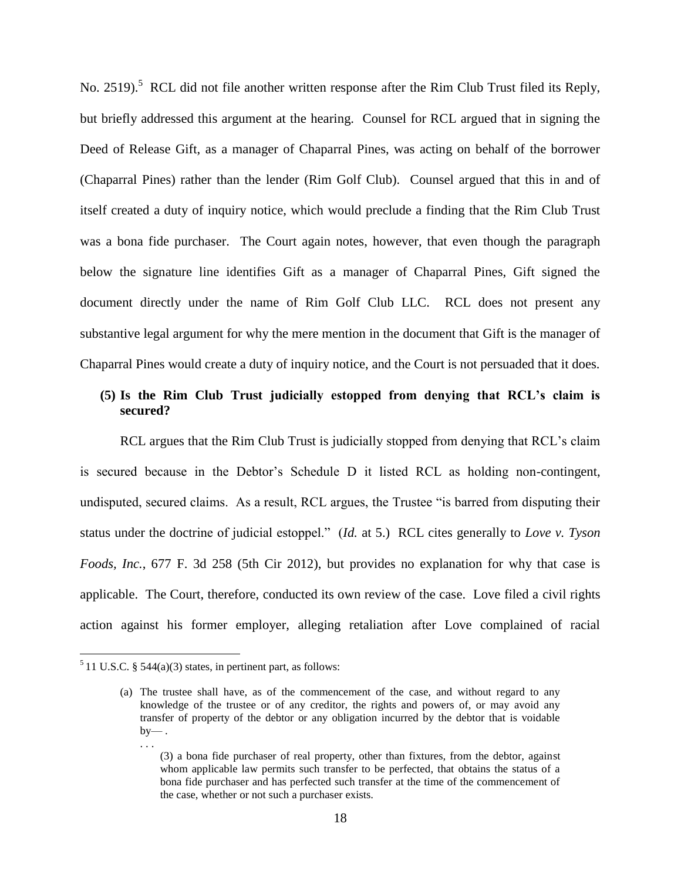No. 2519).[5] RCL did not file another written response after the Rim Club Trust filed its Reply, but briefly addressed this argument at the hearing. Counsel for RCL argued that in signing the Deed of Release Gift, as a manager of Chaparral Pines, was acting on behalf of the borrower (Chaparral Pines) rather than the lender (Rim Golf Club). Counsel argued that this in and of itself created a duty of inquiry notice, which would preclude a finding that the Rim Club Trust was a bona fide purchaser. The Court again notes, however, that even though the paragraph below the signature line identifies Gift as a manager of Chaparral Pines, Gift signed the document directly under the name of Rim Golf Club LLC. RCL does not present any substantive legal argument for why the mere mention in the document that Gift is the manager of Chaparral Pines would create a duty of inquiry notice, and the Court is not persuaded that it does.

**(5) Is the Rim Club Trust judicially estopped from denying that RCL's claim is secured?**

RCL argues that the Rim Club Trust is judicially stopped from denying that RCL's claim is secured because in the Debtor's Schedule D it listed RCL as holding non-contingent, undisputed, secured claims. As a result, RCL argues, the Trustee "is barred from disputing their status under the doctrine of judicial estoppel." (*Id.* at 5.) RCL cites generally to *Love v. Tyson Foods, Inc.*, 677 F. 3d 258 (5th Cir 2012), but provides no explanation for why that case is applicable. The Court, therefore, conducted its own review of the case. Love filed a civil rights action against his former employer, alleging retaliation after Love complained of racial

---

[5] 11 U.S.C. § 544(a)(3) states, in pertinent part, as follows:

> (a) The trustee shall have, as of the commencement of the case, and without regard to any knowledge of the trustee or of any creditor, the rights and powers of, or may avoid any transfer of property of the debtor or any obligation incurred by the debtor that is voidable by— .
>
> . . .
>
> (3) a bona fide purchaser of real property, other than fixtures, from the debtor, against whom applicable law permits such transfer to be perfected, that obtains the status of a bona fide purchaser and has perfected such transfer at the time of the commencement of the case, whether or not such a purchaser exists.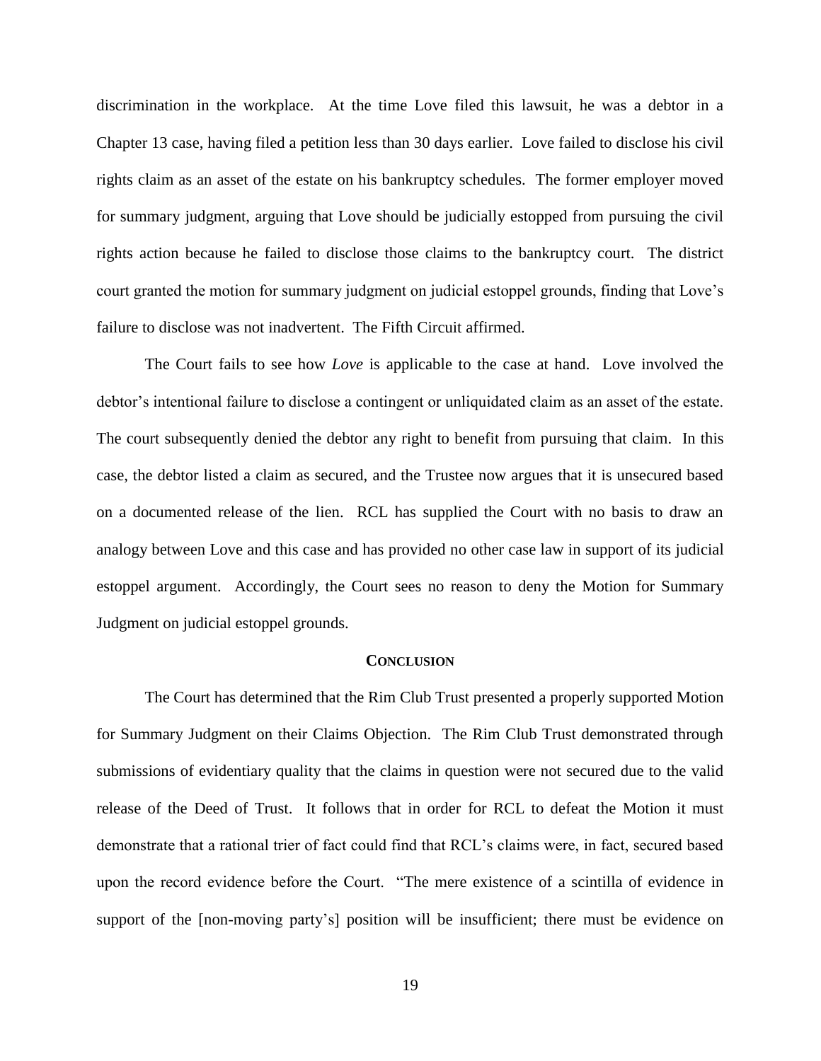discrimination in the workplace. At the time Love filed this lawsuit, he was a debtor in a Chapter 13 case, having filed a petition less than 30 days earlier. Love failed to disclose his civil rights claim as an asset of the estate on his bankruptcy schedules. The former employer moved for summary judgment, arguing that Love should be judicially estopped from pursuing the civil rights action because he failed to disclose those claims to the bankruptcy court. The district court granted the motion for summary judgment on judicial estoppel grounds, finding that Love's failure to disclose was not inadvertent. The Fifth Circuit affirmed.

The Court fails to see how *Love* is applicable to the case at hand. Love involved the debtor's intentional failure to disclose a contingent or unliquidated claim as an asset of the estate. The court subsequently denied the debtor any right to benefit from pursuing that claim. In this case, the debtor listed a claim as secured, and the Trustee now argues that it is unsecured based on a documented release of the lien. RCL has supplied the Court with no basis to draw an analogy between Love and this case and has provided no other case law in support of its judicial estoppel argument. Accordingly, the Court sees no reason to deny the Motion for Summary Judgment on judicial estoppel grounds.

## **CONCLUSION**

The Court has determined that the Rim Club Trust presented a properly supported Motion for Summary Judgment on their Claims Objection. The Rim Club Trust demonstrated through submissions of evidentiary quality that the claims in question were not secured due to the valid release of the Deed of Trust. It follows that in order for RCL to defeat the Motion it must demonstrate that a rational trier of fact could find that RCL's claims were, in fact, secured based upon the record evidence before the Court. "The mere existence of a scintilla of evidence in support of the [non-moving party's] position will be insufficient; there must be evidence on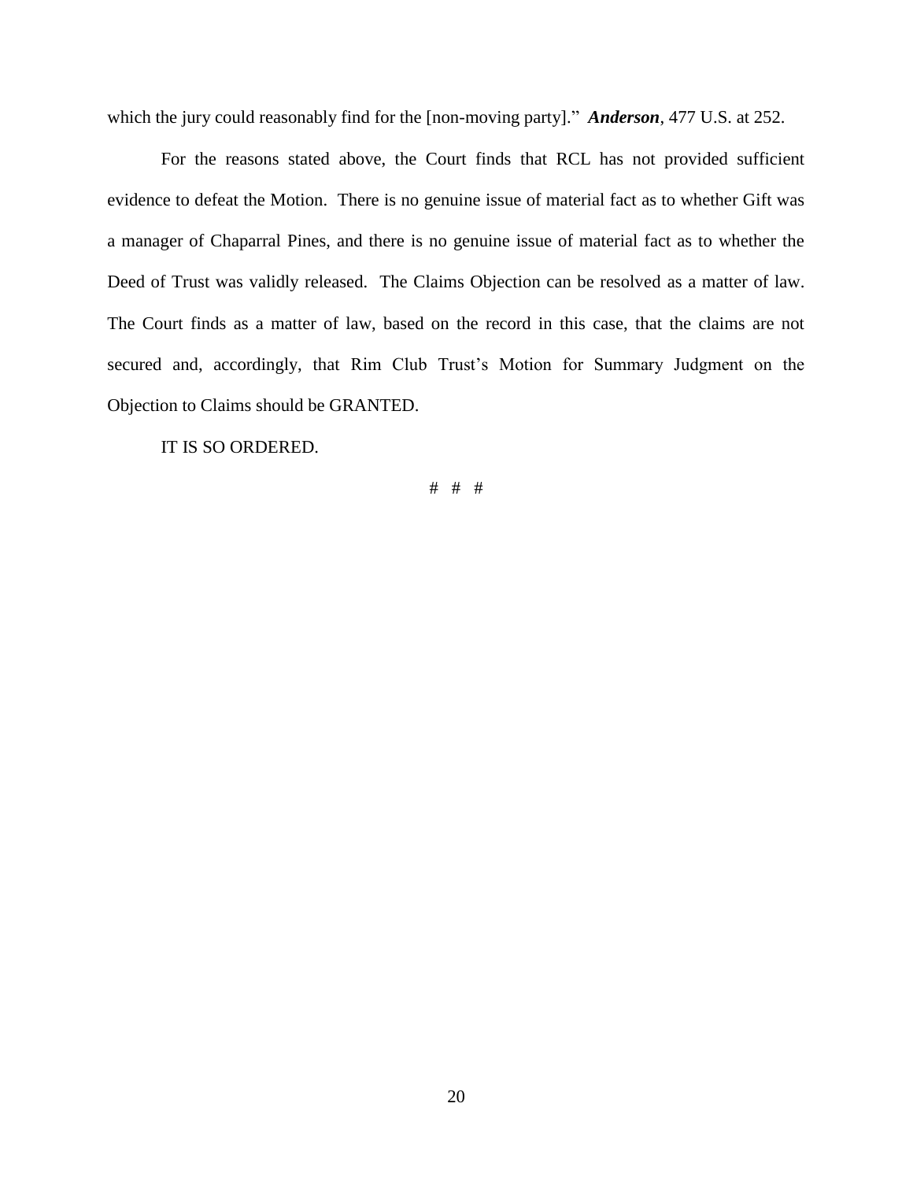which the jury could reasonably find for the [non-moving party]." ***Anderson***, 477 U.S. at 252.

For the reasons stated above, the Court finds that RCL has not provided sufficient evidence to defeat the Motion. There is no genuine issue of material fact as to whether Gift was a manager of Chaparral Pines, and there is no genuine issue of material fact as to whether the Deed of Trust was validly released. The Claims Objection can be resolved as a matter of law. The Court finds as a matter of law, based on the record in this case, that the claims are not secured and, accordingly, that Rim Club Trust's Motion for Summary Judgment on the Objection to Claims should be GRANTED.

IT IS SO ORDERED.

# # #